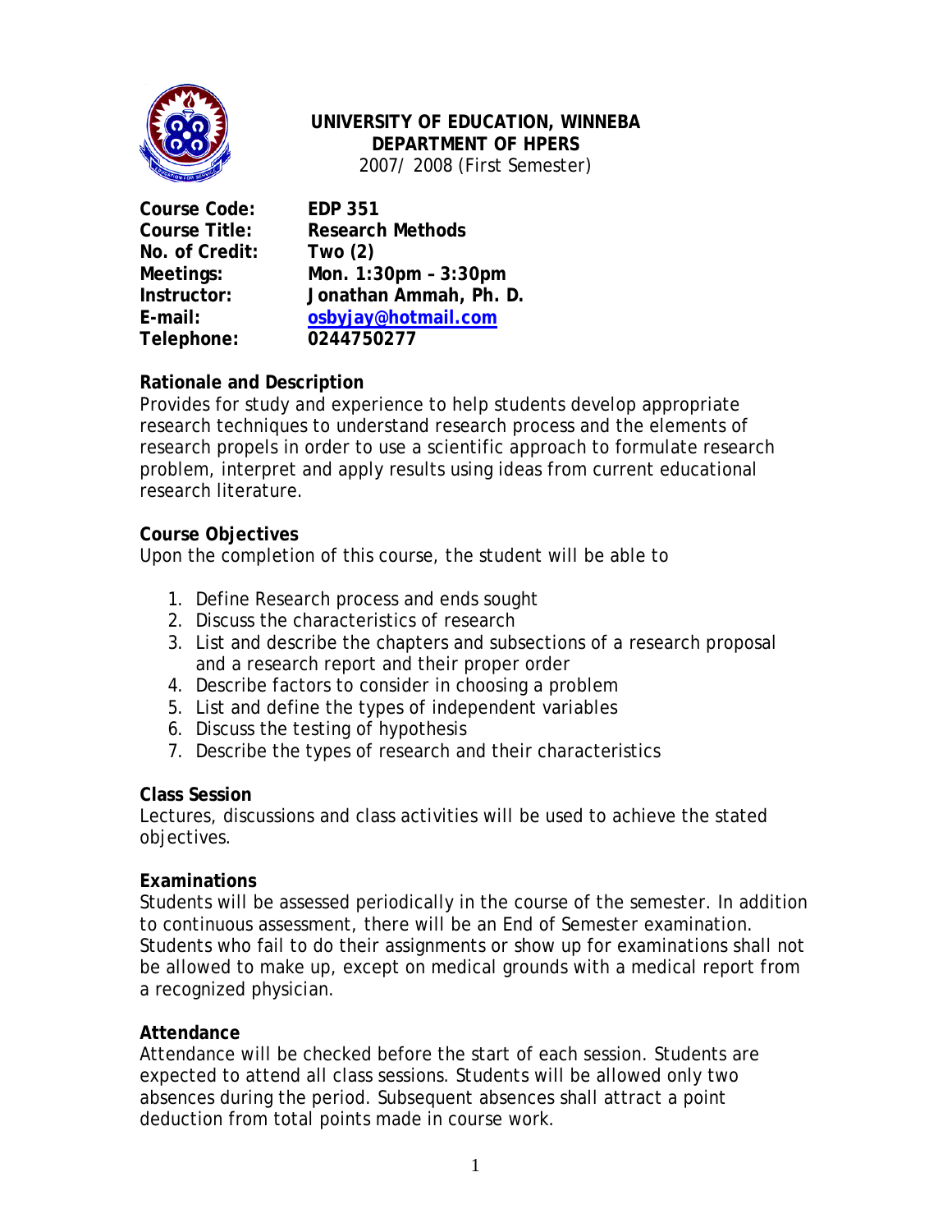**UNIVERSITY OF EDUCATION, WINNEBA**
**DEPARTMENT OF HPERS**
2007/ 2008 (First Semester)

**Course Code:** **EDP 351**
**Course Title:** **Research Methods**
**No. of Credit:** **Two (2)**
**Meetings:** **Mon. 1:30pm – 3:30pm**
**Instructor:** **Jonathan Ammah, Ph. D.**
**E-mail:** **[osbyjay@hotmail.com](mailto:osbyjay@hotmail.com)**
**Telephone:** **0244750277**

**Rationale and Description**

Provides for study and experience to help students develop appropriate research techniques to understand research process and the elements of research propels in order to use a scientific approach to formulate research problem, interpret and apply results using ideas from current educational research literature.

**Course Objectives**

Upon the completion of this course, the student will be able to

1. Define Research process and ends sought
2. Discuss the characteristics of research
3. List and describe the chapters and subsections of a research proposal and a research report and their proper order
4. Describe factors to consider in choosing a problem
5. List and define the types of independent variables
6. Discuss the testing of hypothesis
7. Describe the types of research and their characteristics

**Class Session**

Lectures, discussions and class activities will be used to achieve the stated objectives.

**Examinations**

Students will be assessed periodically in the course of the semester. In addition to continuous assessment, there will be an End of Semester examination. Students who fail to do their assignments or show up for examinations shall not be allowed to make up, except on medical grounds with a medical report from a recognized physician.

**Attendance**

Attendance will be checked before the start of each session. Students are expected to attend all class sessions. Students will be allowed only two absences during the period. Subsequent absences shall attract a point deduction from total points made in course work.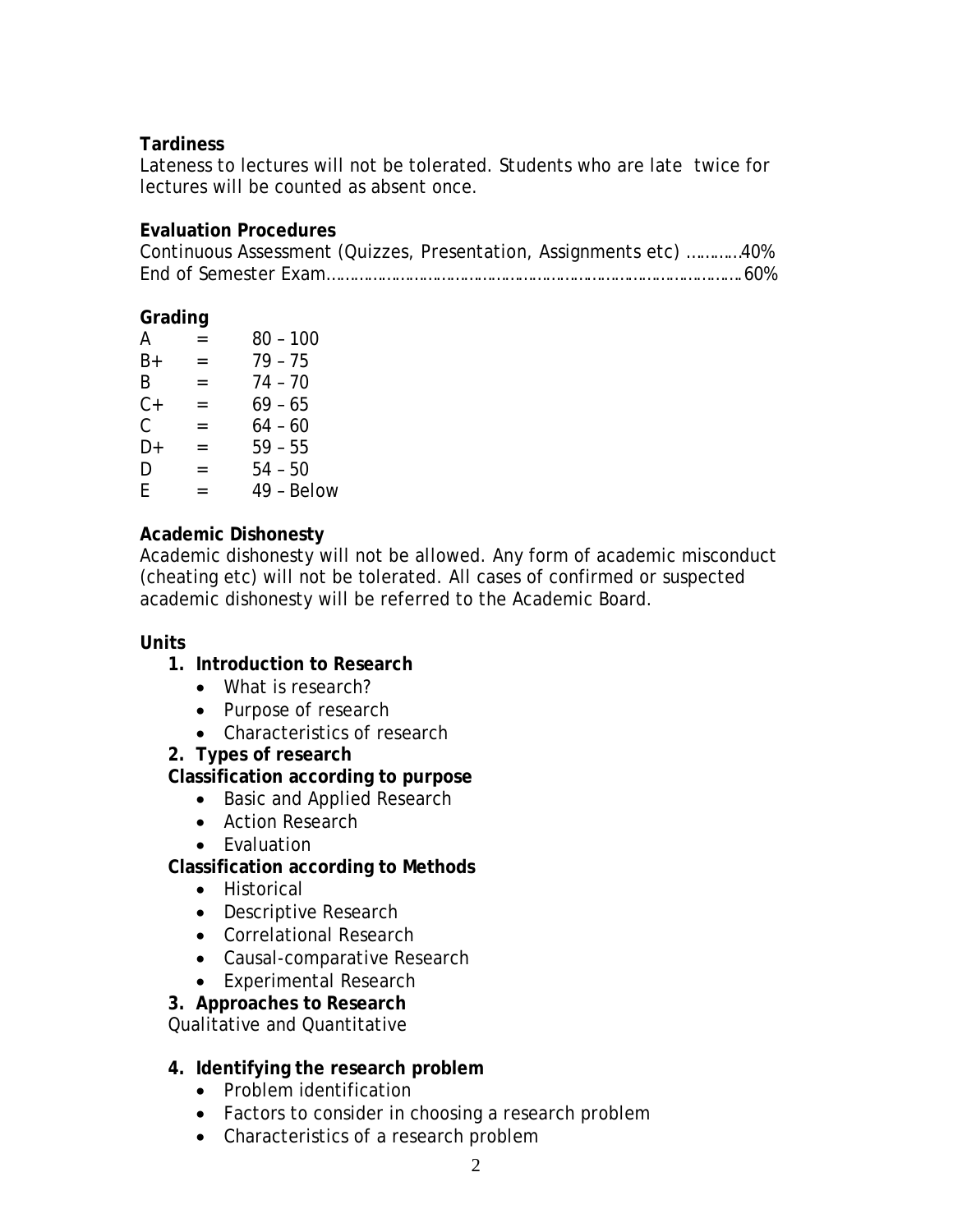**Tardiness**

Lateness to lectures will not be tolerated. Students who are late twice for lectures will be counted as absent once.

**Evaluation Procedures**

Continuous Assessment (Quizzes, Presentation, Assignments etc) …………40%
End of Semester Exam……………………………………………………………………………60%

**Grading**

| | | |
|---|---|---|
| A | = | 80 – 100 |
| B+ | = | 79 – 75 |
| B | = | 74 – 70 |
| C+ | = | 69 – 65 |
| C | = | 64 – 60 |
| D+ | = | 59 – 55 |
| D | = | 54 – 50 |
| E | = | 49 – Below |

**Academic Dishonesty**

Academic dishonesty will not be allowed. Any form of academic misconduct (cheating etc) will not be tolerated. All cases of confirmed or suspected academic dishonesty will be referred to the Academic Board.

**Units**

1. **Introduction to Research**
   - What is research?
   - Purpose of research
   - Characteristics of research
2. **Types of research**

   **Classification according to purpose**
   - Basic and Applied Research
   - Action Research
   - Evaluation

   **Classification according to Methods**
   - Historical
   - Descriptive Research
   - Correlational Research
   - Causal-comparative Research
   - Experimental Research
3. **Approaches to Research**

   Qualitative and Quantitative

4. **Identifying the research problem**
   - Problem identification
   - Factors to consider in choosing a research problem
   - Characteristics of a research problem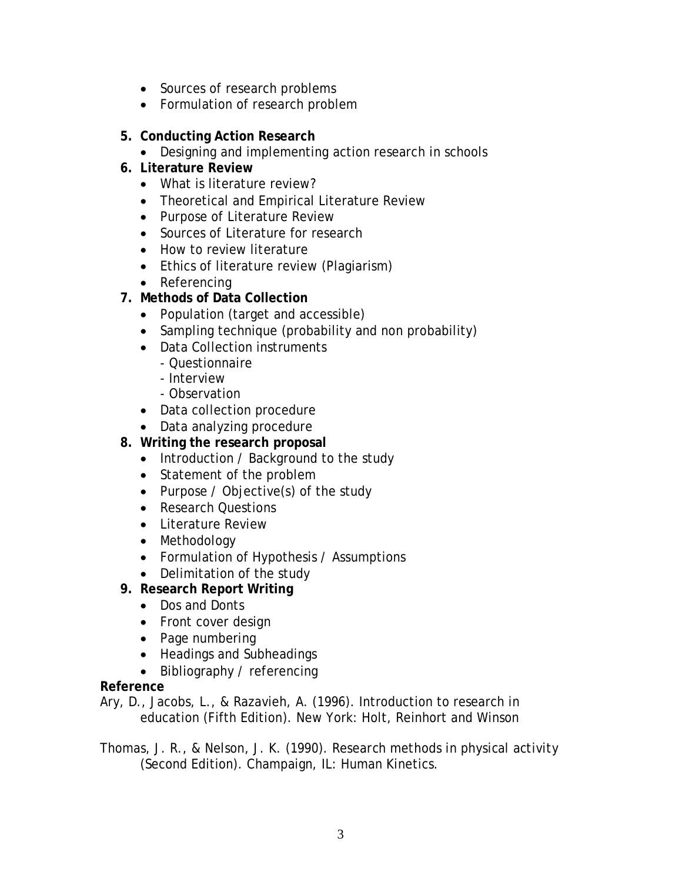- Sources of research problems
- Formulation of research problem

5. **Conducting Action Research**
    - Designing and implementing action research in schools
6. **Literature Review**
    - What is literature review?
    - Theoretical and Empirical Literature Review
    - Purpose of Literature Review
    - Sources of Literature for research
    - How to review literature
    - Ethics of literature review (Plagiarism)
    - Referencing
7. **Methods of Data Collection**
    - Population (target and accessible)
    - Sampling technique (probability and non probability)
    - Data Collection instruments
        - Questionnaire
        - Interview
        - Observation
    - Data collection procedure
    - Data analyzing procedure
8. **Writing the research proposal**
    - Introduction / Background to the study
    - Statement of the problem
    - Purpose / Objective(s) of the study
    - Research Questions
    - Literature Review
    - Methodology
    - Formulation of Hypothesis / Assumptions
    - Delimitation of the study
9. **Research Report Writing**
    - Dos and Donts
    - Front cover design
    - Page numbering
    - Headings and Subheadings
    - Bibliography / referencing

**Reference**

Ary, D., Jacobs, L., & Razavieh, A. (1996). Introduction to research in education (Fifth Edition). New York: Holt, Reinhort and Winson

Thomas, J. R., & Nelson, J. K. (1990). Research methods in physical activity (Second Edition). Champaign, IL: Human Kinetics.